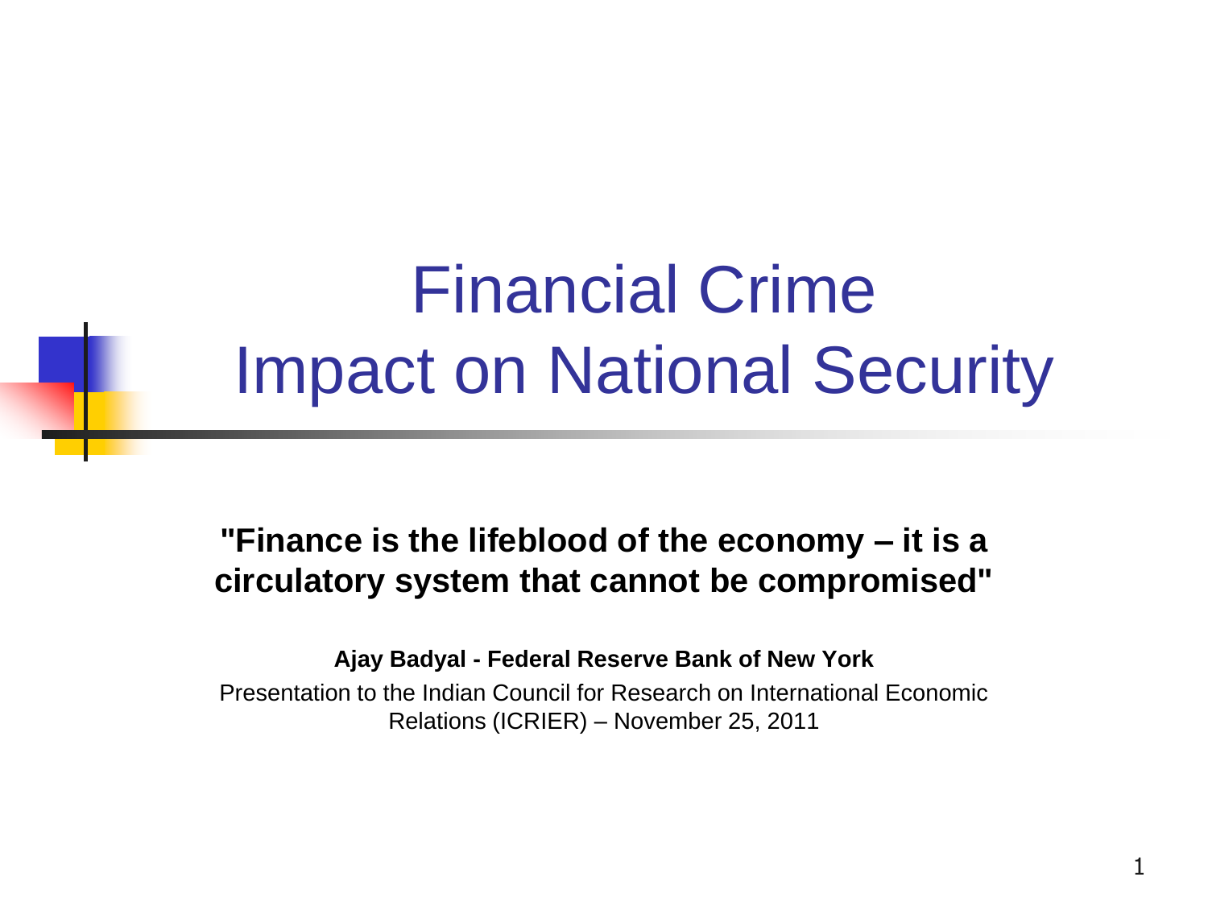# Financial Crime
# Impact on National Security

**"Finance is the lifeblood of the economy – it is a circulatory system that cannot be compromised"**

**Ajay Badyal - Federal Reserve Bank of New York**

Presentation to the Indian Council for Research on International Economic Relations (ICRIER) – November 25, 2011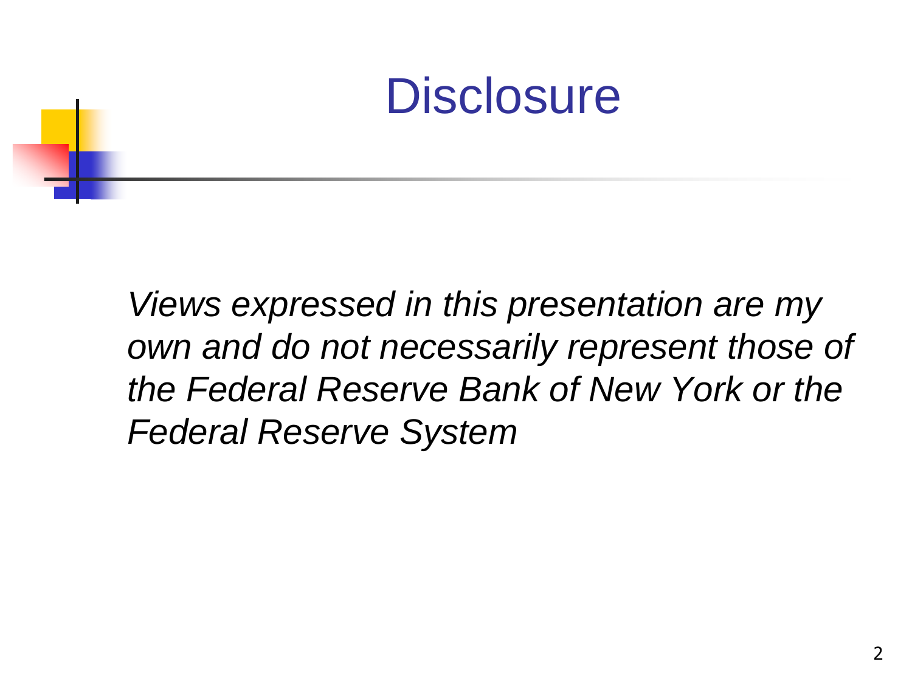# Disclosure

*Views expressed in this presentation are my own and do not necessarily represent those of the Federal Reserve Bank of New York or the Federal Reserve System*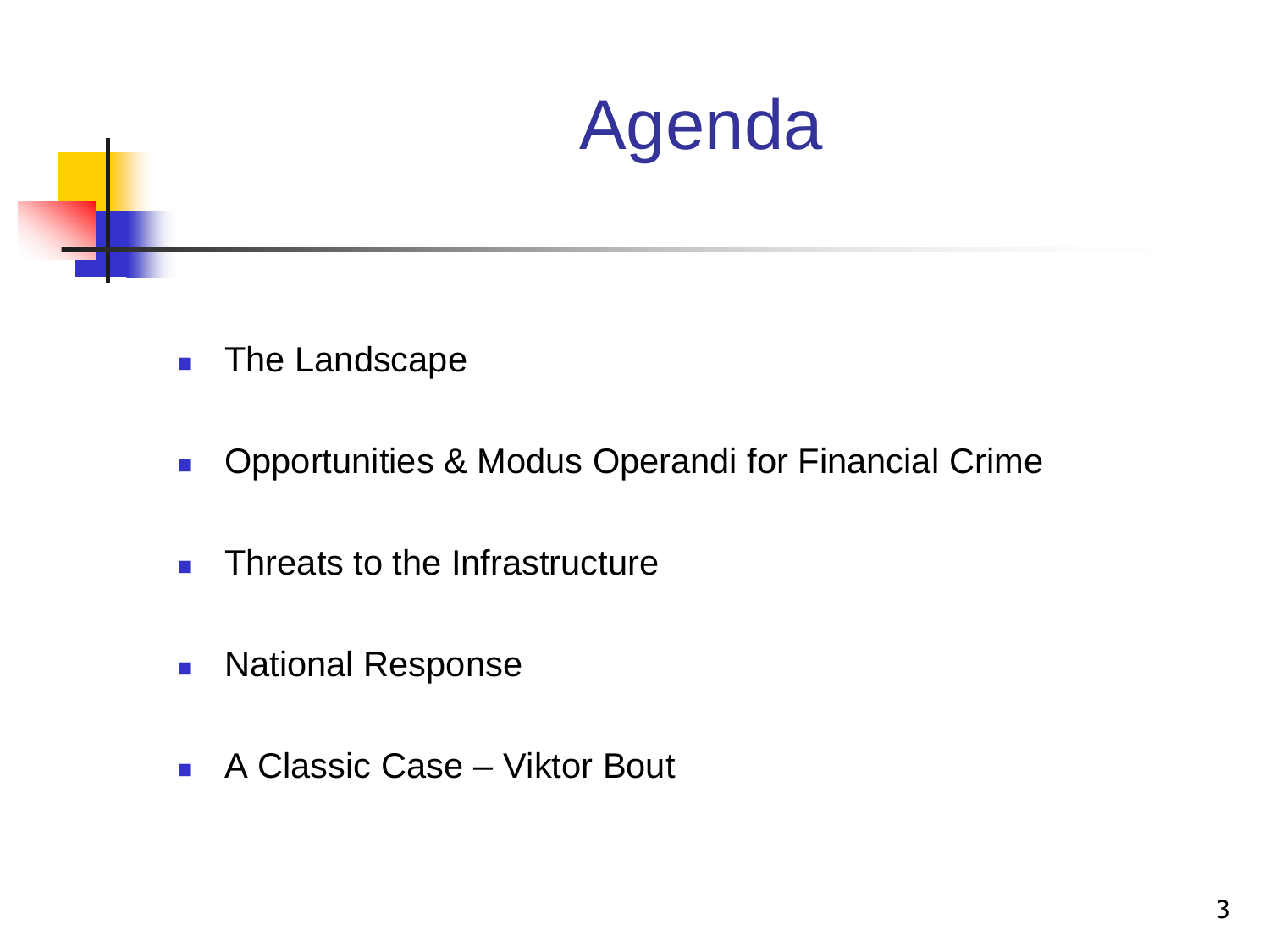# Agenda

- The Landscape
- Opportunities & Modus Operandi for Financial Crime
- Threats to the Infrastructure
- National Response
- A Classic Case – Viktor Bout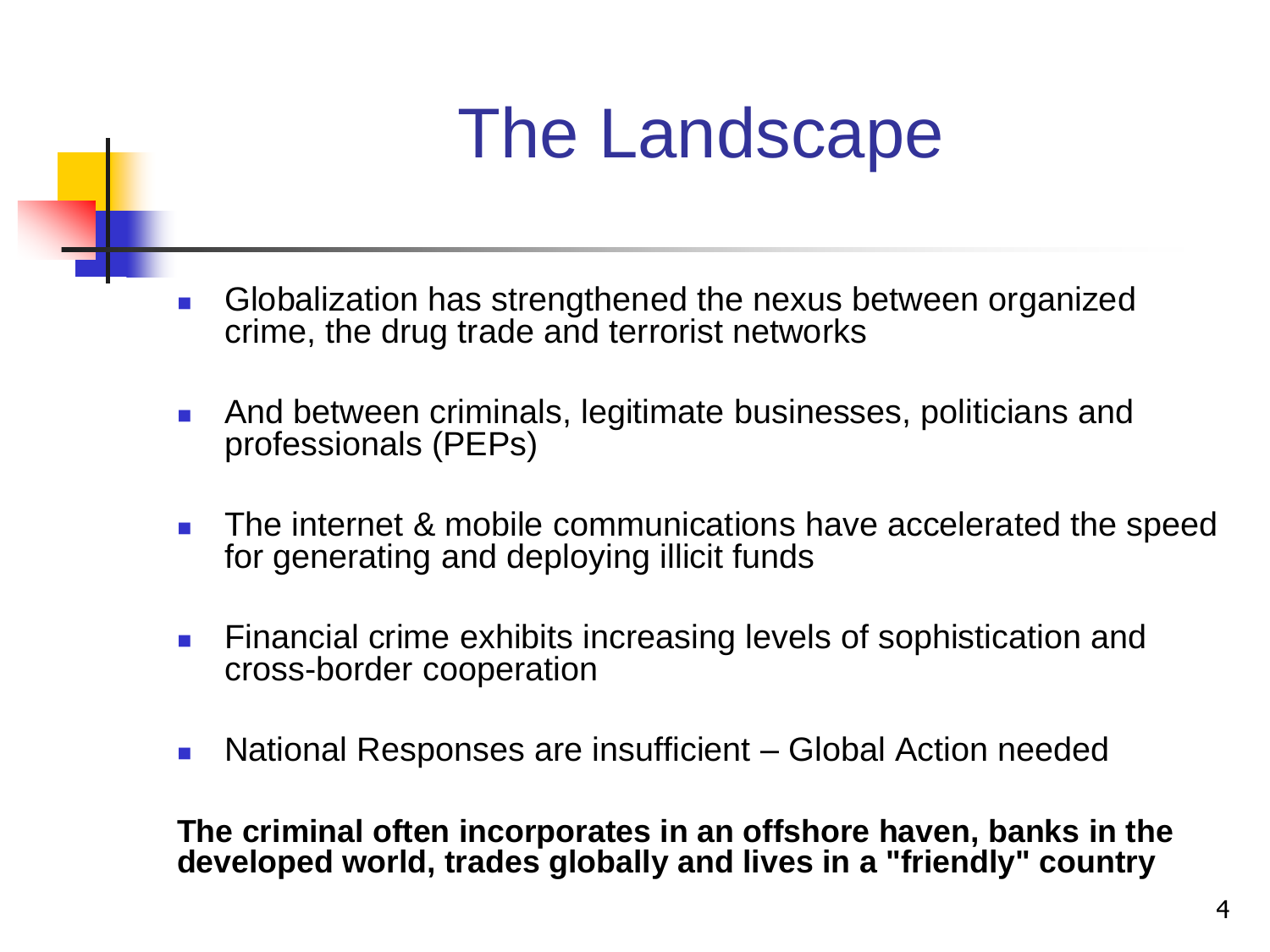# The Landscape

- Globalization has strengthened the nexus between organized crime, the drug trade and terrorist networks
- And between criminals, legitimate businesses, politicians and professionals (PEPs)
- The internet & mobile communications have accelerated the speed for generating and deploying illicit funds
- Financial crime exhibits increasing levels of sophistication and cross-border cooperation
- National Responses are insufficient – Global Action needed

**The criminal often incorporates in an offshore haven, banks in the developed world, trades globally and lives in a "friendly" country**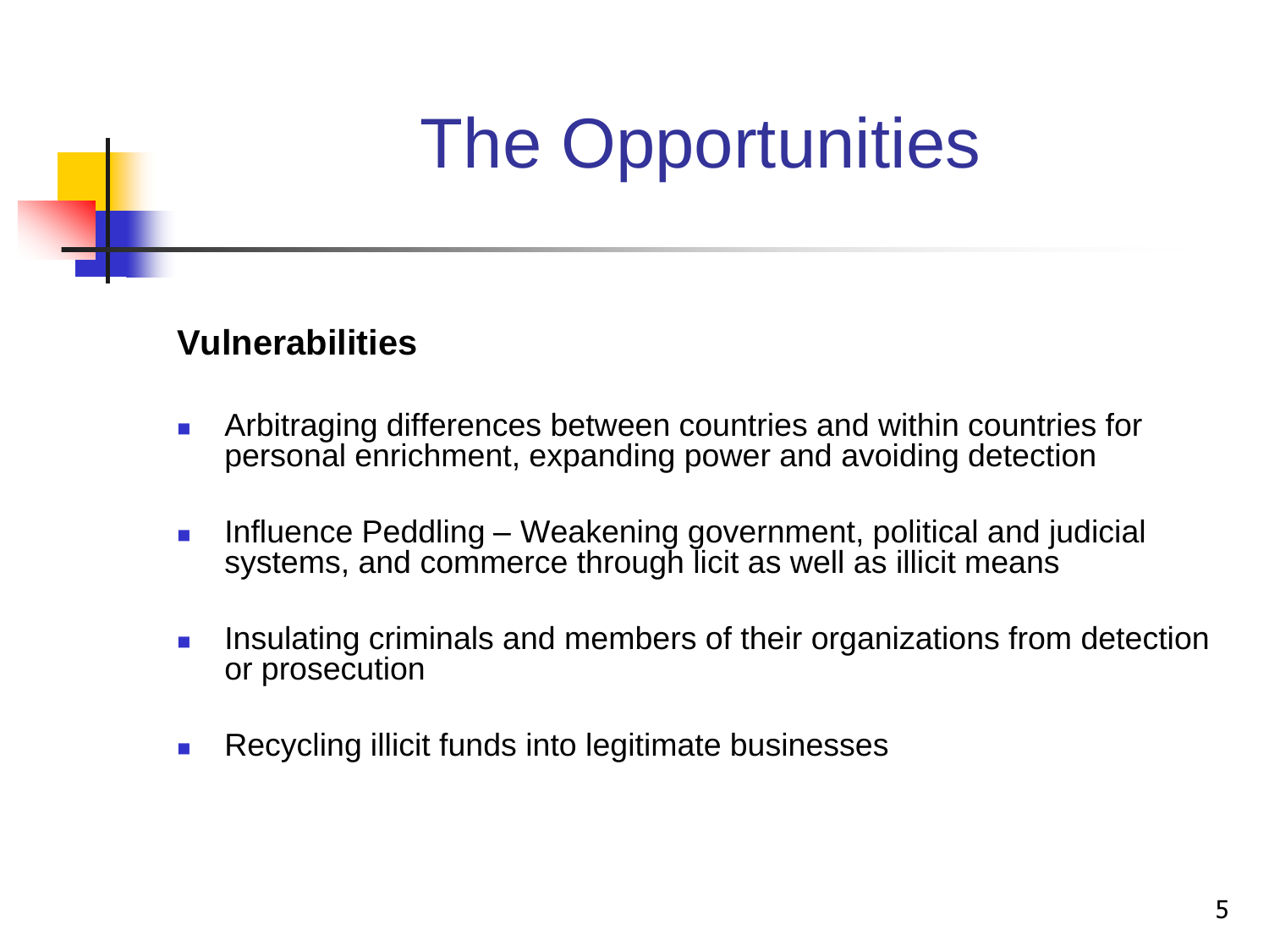# The Opportunities

**Vulnerabilities**

- Arbitraging differences between countries and within countries for personal enrichment, expanding power and avoiding detection
- Influence Peddling – Weakening government, political and judicial systems, and commerce through licit as well as illicit means
- Insulating criminals and members of their organizations from detection or prosecution
- Recycling illicit funds into legitimate businesses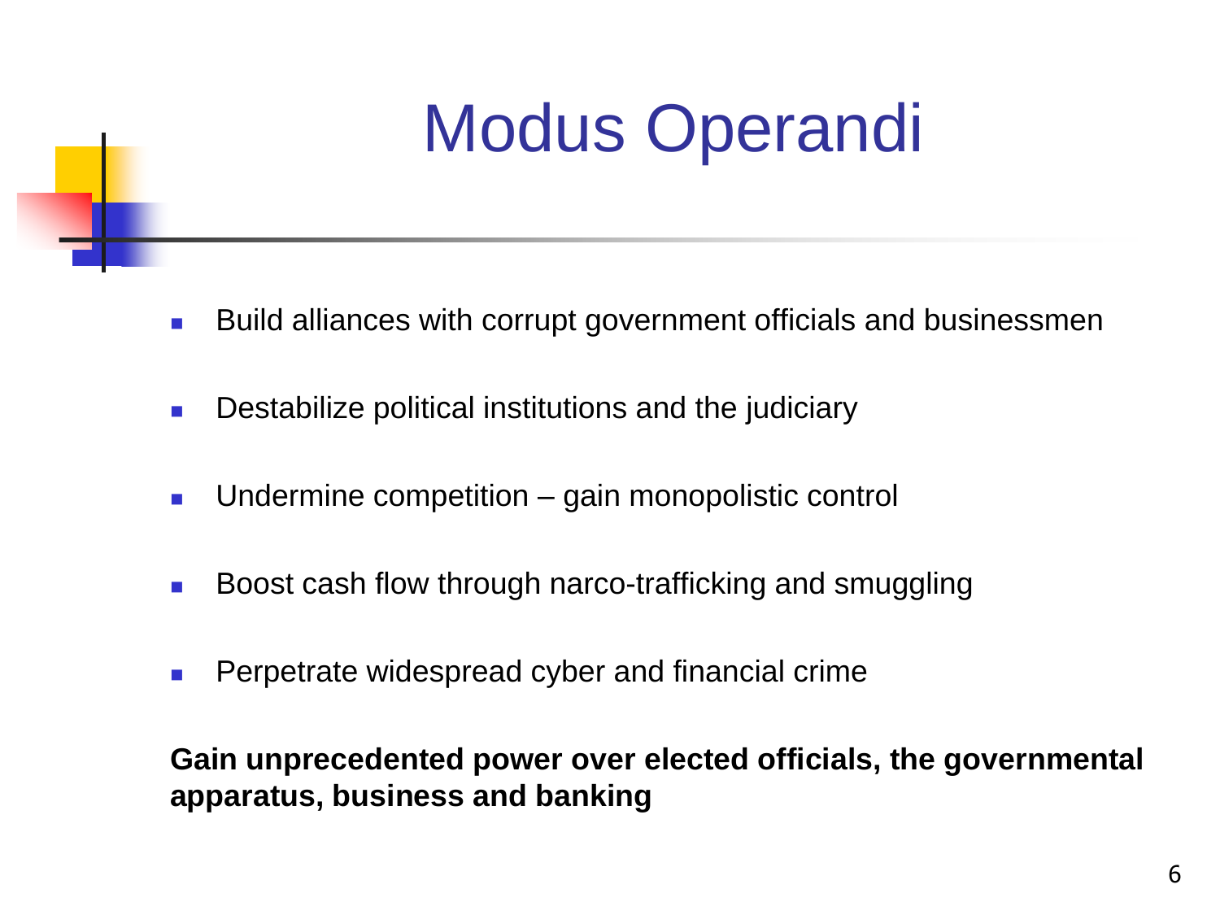# Modus Operandi

- Build alliances with corrupt government officials and businessmen
- Destabilize political institutions and the judiciary
- Undermine competition – gain monopolistic control
- Boost cash flow through narco-trafficking and smuggling
- Perpetrate widespread cyber and financial crime

**Gain unprecedented power over elected officials, the governmental apparatus, business and banking**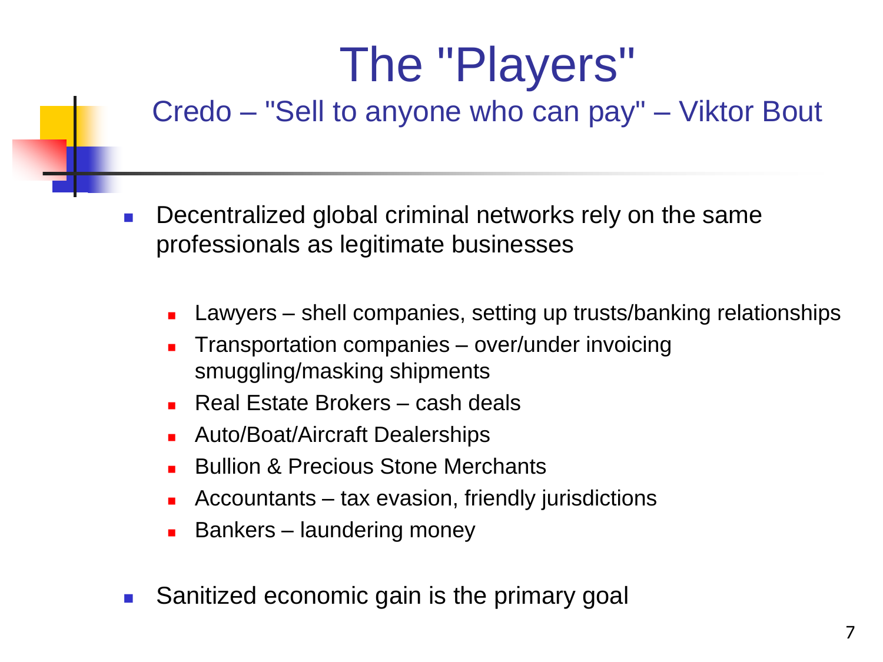# The "Players"

## Credo – "Sell to anyone who can pay" – Viktor Bout

- Decentralized global criminal networks rely on the same professionals as legitimate businesses
  - Lawyers – shell companies, setting up trusts/banking relationships
  - Transportation companies – over/under invoicing smuggling/masking shipments
  - Real Estate Brokers – cash deals
  - Auto/Boat/Aircraft Dealerships
  - Bullion & Precious Stone Merchants
  - Accountants – tax evasion, friendly jurisdictions
  - Bankers – laundering money
- Sanitized economic gain is the primary goal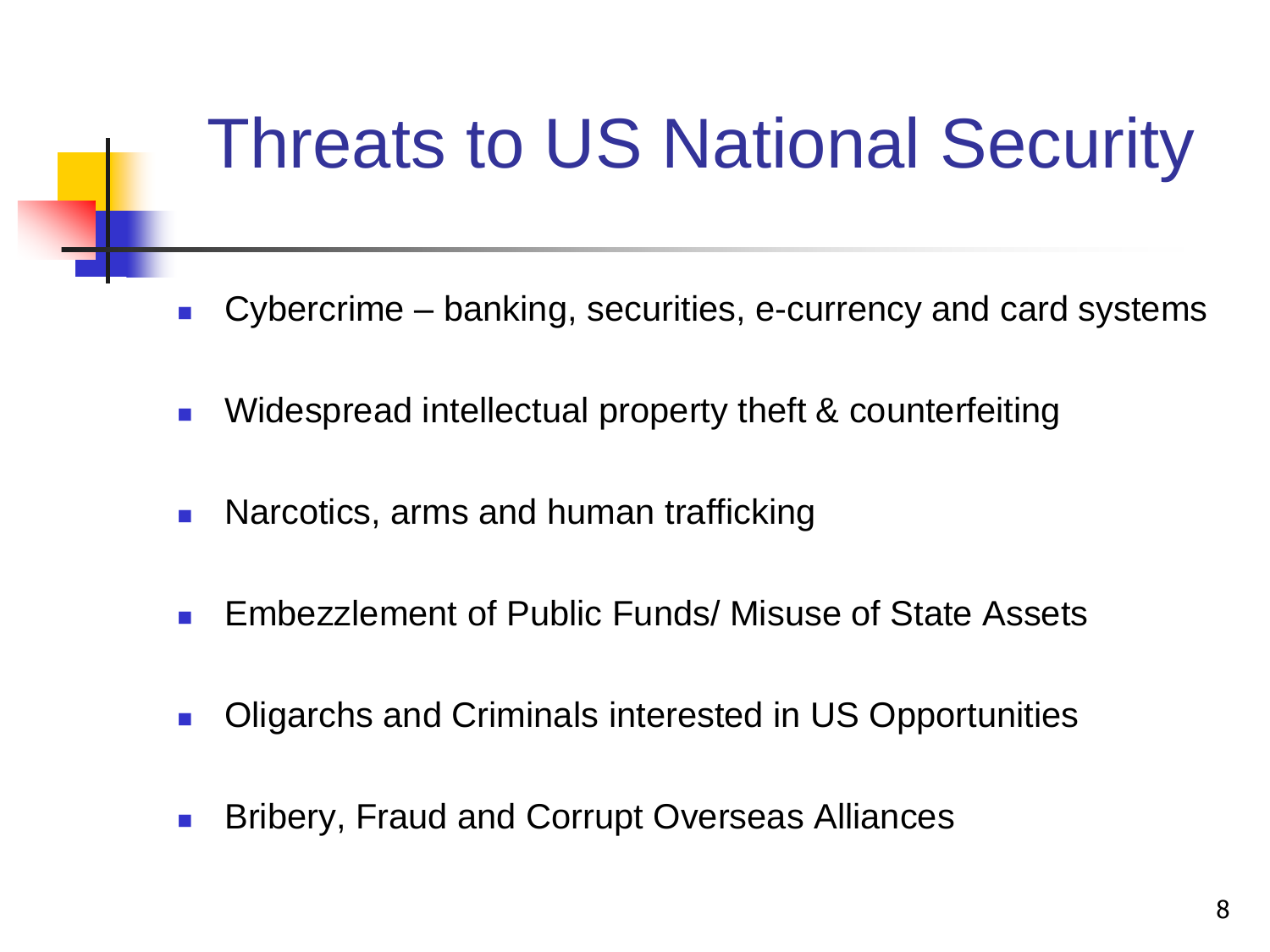# Threats to US National Security

- Cybercrime – banking, securities, e-currency and card systems
- Widespread intellectual property theft & counterfeiting
- Narcotics, arms and human trafficking
- Embezzlement of Public Funds/ Misuse of State Assets
- Oligarchs and Criminals interested in US Opportunities
- Bribery, Fraud and Corrupt Overseas Alliances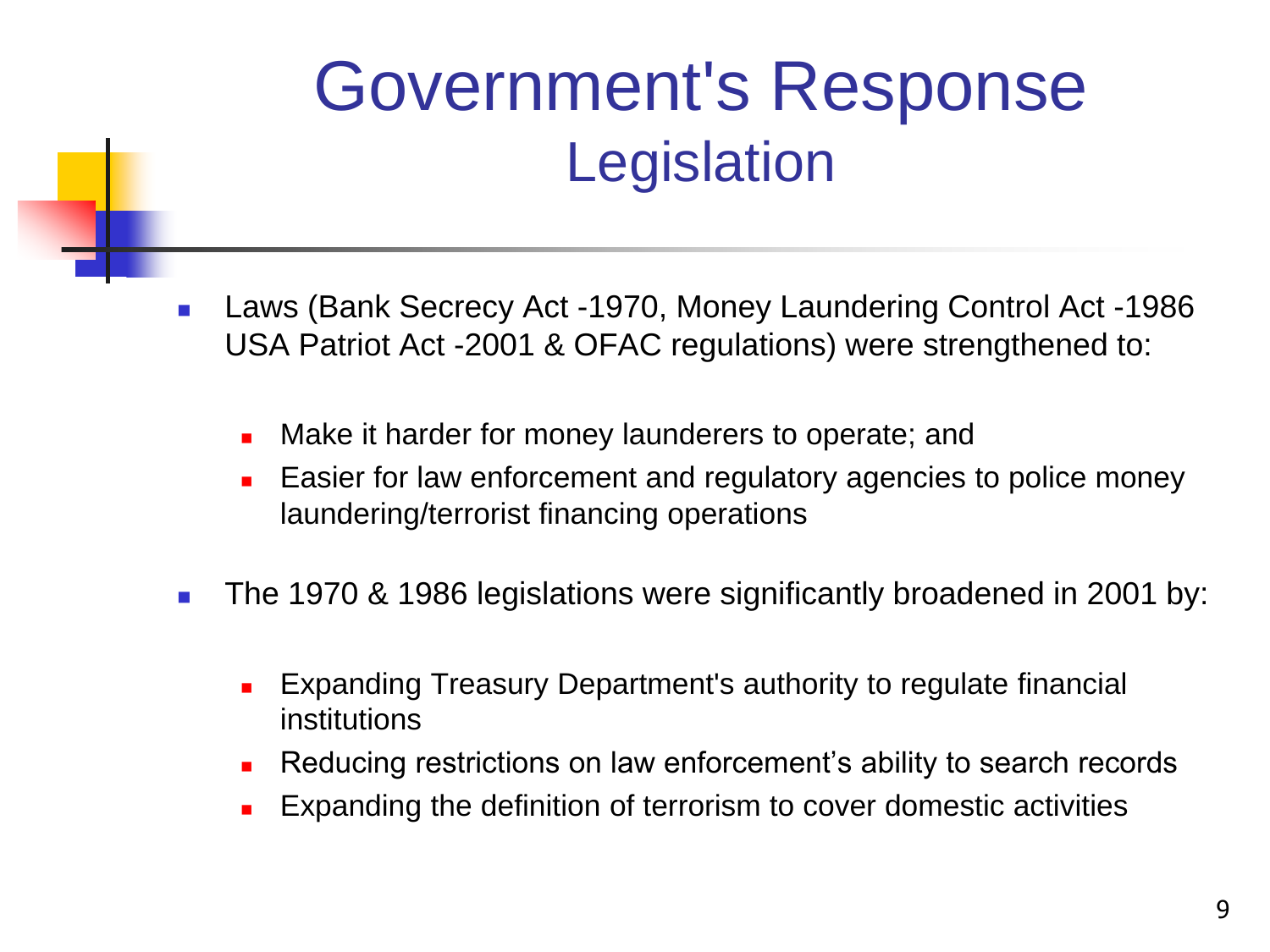# Government's Response
## Legislation

- Laws (Bank Secrecy Act -1970, Money Laundering Control Act -1986 USA Patriot Act -2001 & OFAC regulations) were strengthened to:
  - Make it harder for money launderers to operate; and
  - Easier for law enforcement and regulatory agencies to police money laundering/terrorist financing operations
- The 1970 & 1986 legislations were significantly broadened in 2001 by:
  - Expanding Treasury Department's authority to regulate financial institutions
  - Reducing restrictions on law enforcement's ability to search records
  - Expanding the definition of terrorism to cover domestic activities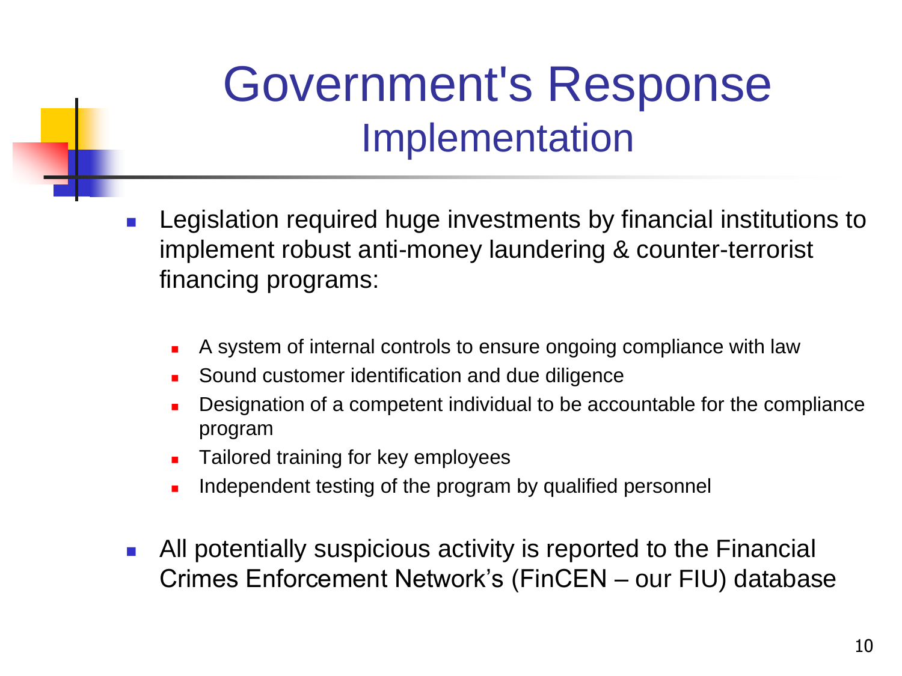# Government's Response

## Implementation

- Legislation required huge investments by financial institutions to implement robust anti-money laundering & counter-terrorist financing programs:
  - A system of internal controls to ensure ongoing compliance with law
  - Sound customer identification and due diligence
  - Designation of a competent individual to be accountable for the compliance program
  - Tailored training for key employees
  - Independent testing of the program by qualified personnel
- All potentially suspicious activity is reported to the Financial Crimes Enforcement Network's (FinCEN – our FIU) database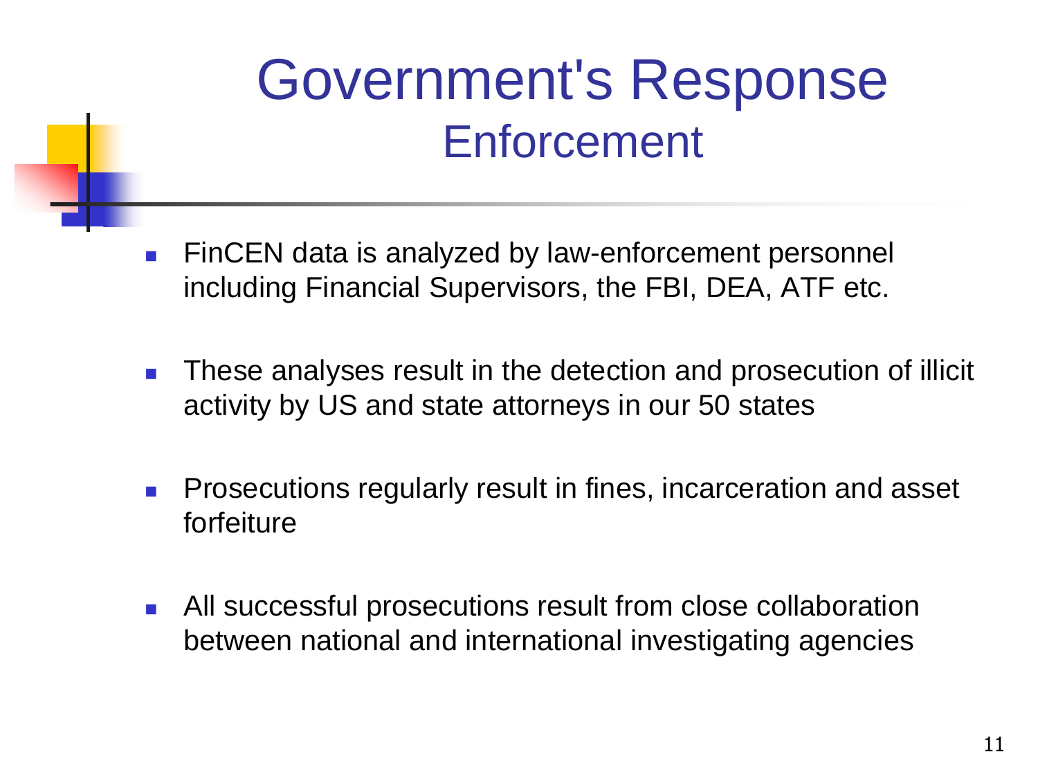# Government's Response

## Enforcement

- FinCEN data is analyzed by law-enforcement personnel including Financial Supervisors, the FBI, DEA, ATF etc.
- These analyses result in the detection and prosecution of illicit activity by US and state attorneys in our 50 states
- Prosecutions regularly result in fines, incarceration and asset forfeiture
- All successful prosecutions result from close collaboration between national and international investigating agencies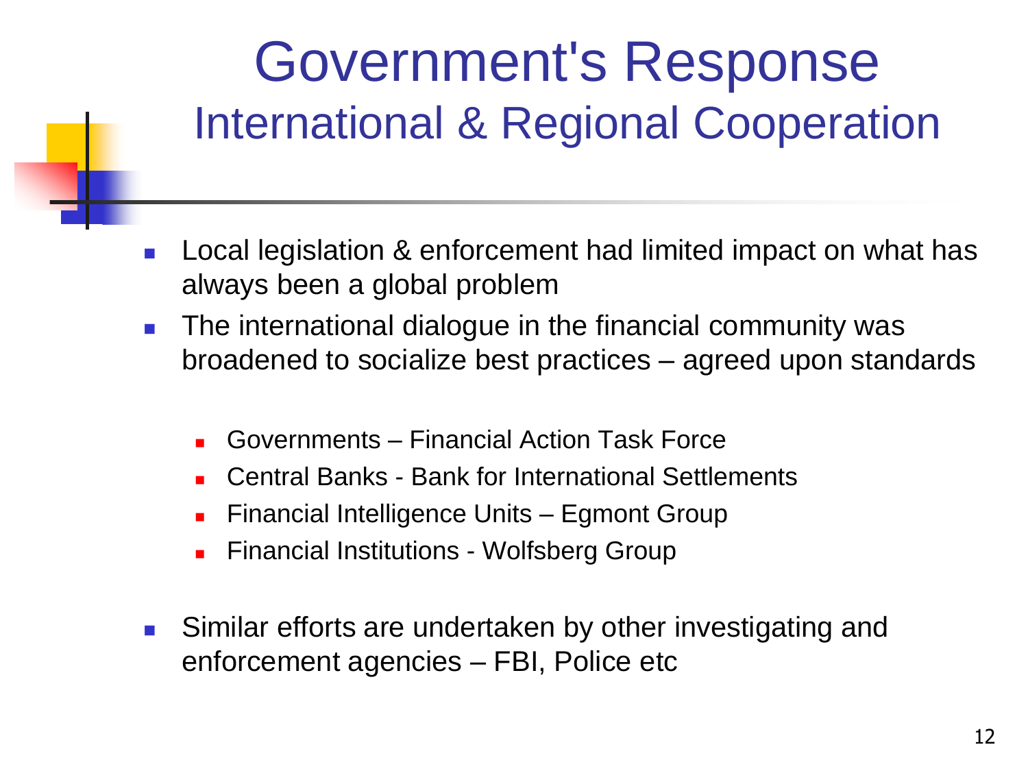# Government's Response

## International & Regional Cooperation

- Local legislation & enforcement had limited impact on what has always been a global problem
- The international dialogue in the financial community was broadened to socialize best practices – agreed upon standards
  - Governments – Financial Action Task Force
  - Central Banks - Bank for International Settlements
  - Financial Intelligence Units – Egmont Group
  - Financial Institutions - Wolfsberg Group
- Similar efforts are undertaken by other investigating and enforcement agencies – FBI, Police etc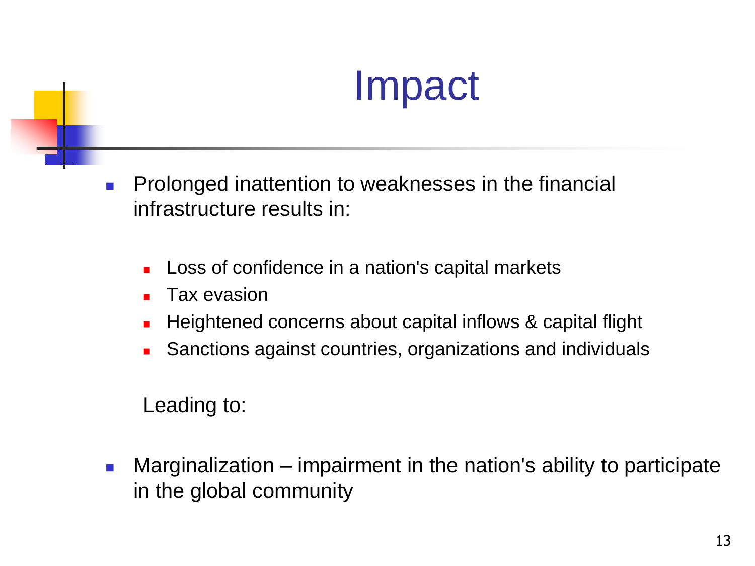# Impact

- Prolonged inattention to weaknesses in the financial infrastructure results in:
  - Loss of confidence in a nation's capital markets
  - Tax evasion
  - Heightened concerns about capital inflows & capital flight
  - Sanctions against countries, organizations and individuals

Leading to:

- Marginalization – impairment in the nation's ability to participate in the global community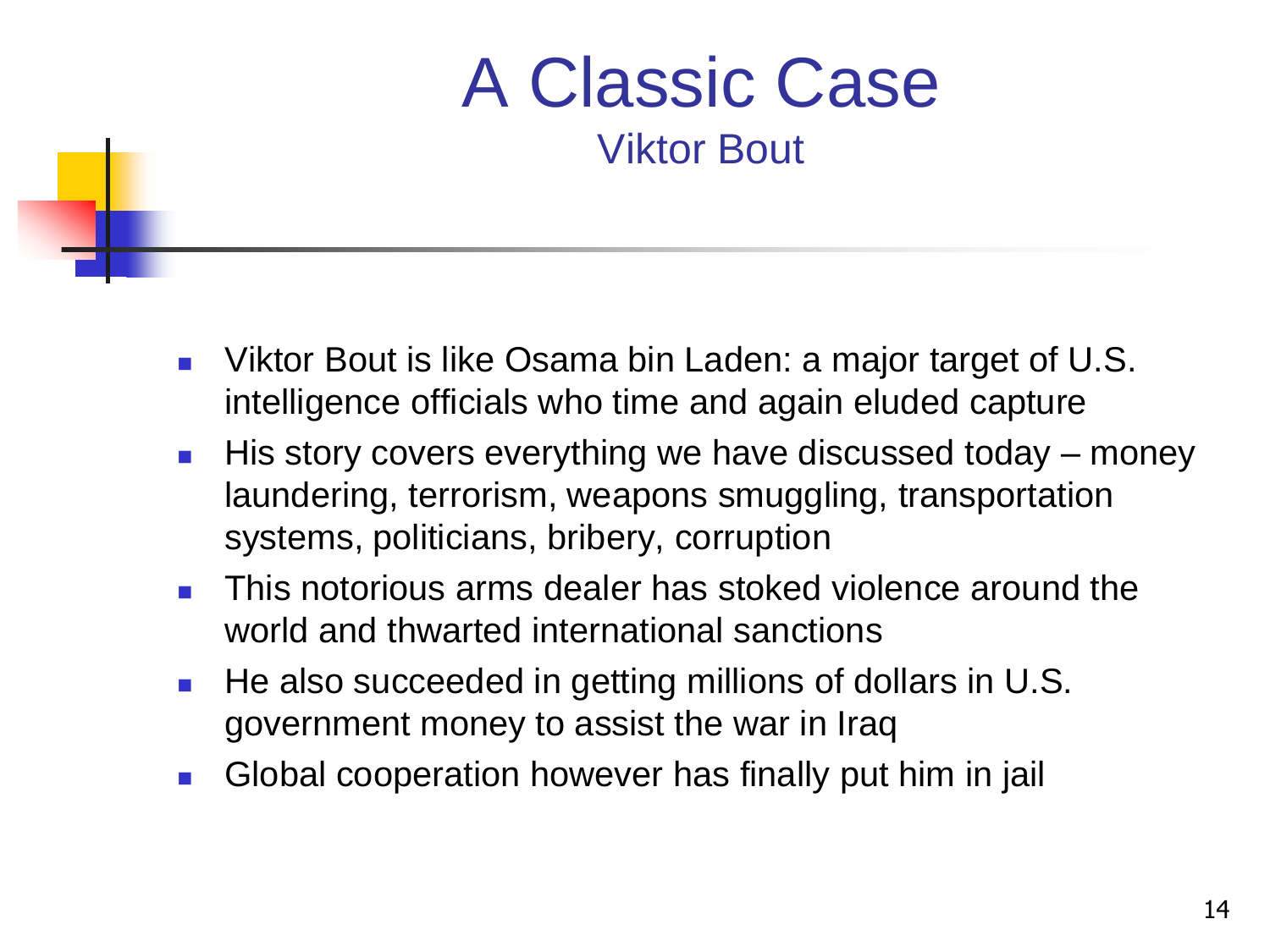# A Classic Case

## Viktor Bout

- Viktor Bout is like Osama bin Laden: a major target of U.S. intelligence officials who time and again eluded capture
- His story covers everything we have discussed today – money laundering, terrorism, weapons smuggling, transportation systems, politicians, bribery, corruption
- This notorious arms dealer has stoked violence around the world and thwarted international sanctions
- He also succeeded in getting millions of dollars in U.S. government money to assist the war in Iraq
- Global cooperation however has finally put him in jail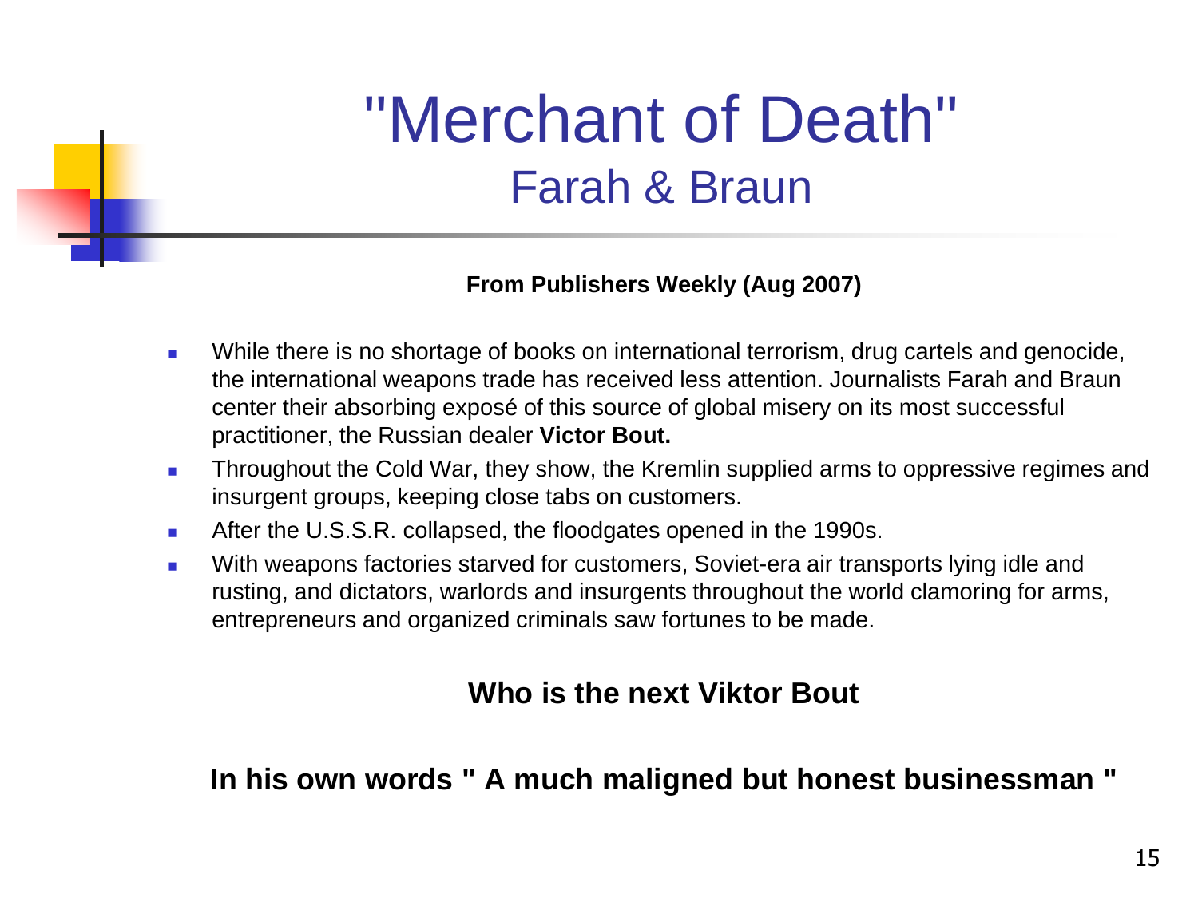# "Merchant of Death"

## Farah & Braun

**From Publishers Weekly (Aug 2007)**

- While there is no shortage of books on international terrorism, drug cartels and genocide, the international weapons trade has received less attention. Journalists Farah and Braun center their absorbing exposé of this source of global misery on its most successful practitioner, the Russian dealer **Victor Bout.**
- Throughout the Cold War, they show, the Kremlin supplied arms to oppressive regimes and insurgent groups, keeping close tabs on customers.
- After the U.S.S.R. collapsed, the floodgates opened in the 1990s.
- With weapons factories starved for customers, Soviet-era air transports lying idle and rusting, and dictators, warlords and insurgents throughout the world clamoring for arms, entrepreneurs and organized criminals saw fortunes to be made.

**Who is the next Viktor Bout**

**In his own words " A much maligned but honest businessman "**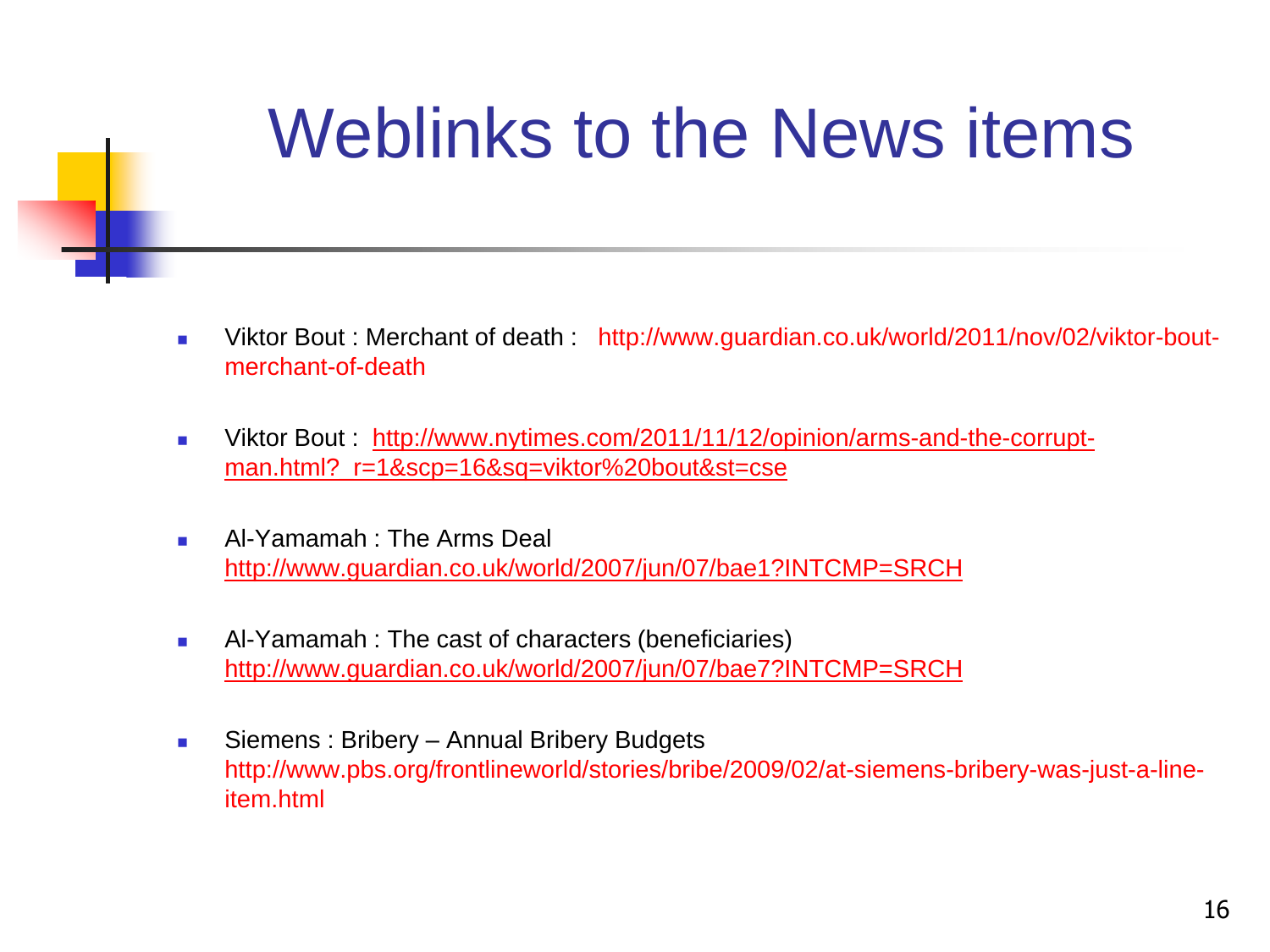# Weblinks to the News items

- Viktor Bout : Merchant of death : http://www.guardian.co.uk/world/2011/nov/02/viktor-bout-merchant-of-death
- Viktor Bout : http://www.nytimes.com/2011/11/12/opinion/arms-and-the-corrupt-man.html?_r=1&scp=16&sq=viktor%20bout&st=cse
- Al-Yamamah : The Arms Deal
  http://www.guardian.co.uk/world/2007/jun/07/bae1?INTCMP=SRCH
- Al-Yamamah : The cast of characters (beneficiaries)
  http://www.guardian.co.uk/world/2007/jun/07/bae7?INTCMP=SRCH
- Siemens : Bribery – Annual Bribery Budgets
  http://www.pbs.org/frontlineworld/stories/bribe/2009/02/at-siemens-bribery-was-just-a-line-item.html